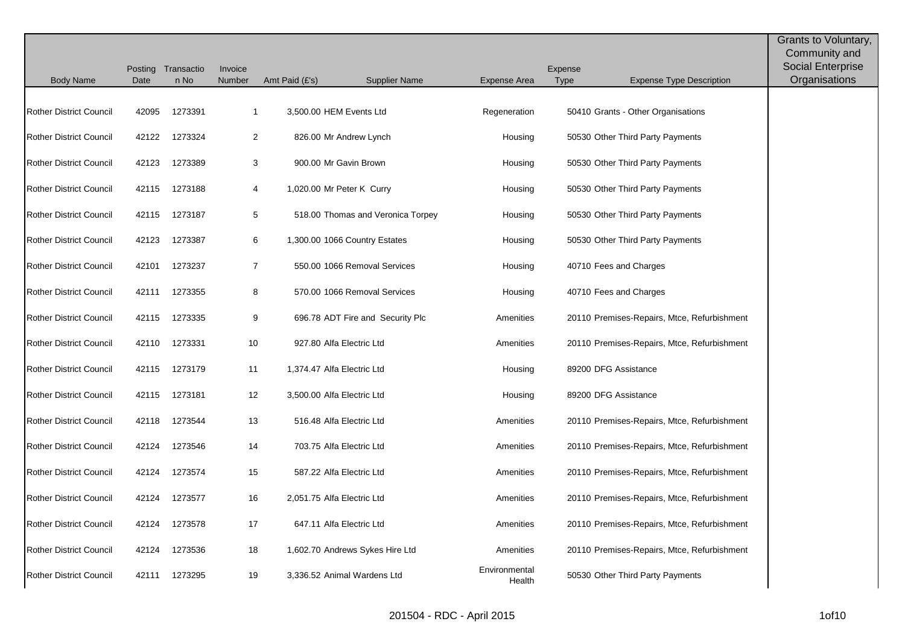| Body Name | Posting Date | Transaction No | Invoice Number | Amt Paid (£'s) | Supplier Name | Expense Area | Expense Type | Expense Type Description | Grants to Voluntary, Community and Social Enterprise Organisations |
|---|---|---|---|---|---|---|---|---|---|
| Rother District Council | 42095 | 1273391 | 1 | 3,500.00 | HEM Events Ltd | Regeneration | 50410 | Grants - Other Organisations | |
| Rother District Council | 42122 | 1273324 | 2 | 826.00 | Mr Andrew Lynch | Housing | 50530 | Other Third Party Payments | |
| Rother District Council | 42123 | 1273389 | 3 | 900.00 | Mr Gavin Brown | Housing | 50530 | Other Third Party Payments | |
| Rother District Council | 42115 | 1273188 | 4 | 1,020.00 | Mr Peter K Curry | Housing | 50530 | Other Third Party Payments | |
| Rother District Council | 42115 | 1273187 | 5 | 518.00 | Thomas and Veronica Torpey | Housing | 50530 | Other Third Party Payments | |
| Rother District Council | 42123 | 1273387 | 6 | 1,300.00 | 1066 Country Estates | Housing | 50530 | Other Third Party Payments | |
| Rother District Council | 42101 | 1273237 | 7 | 550.00 | 1066 Removal Services | Housing | 40710 | Fees and Charges | |
| Rother District Council | 42111 | 1273355 | 8 | 570.00 | 1066 Removal Services | Housing | 40710 | Fees and Charges | |
| Rother District Council | 42115 | 1273335 | 9 | 696.78 | ADT Fire and Security Plc | Amenities | 20110 | Premises-Repairs, Mtce, Refurbishment | |
| Rother District Council | 42110 | 1273331 | 10 | 927.80 | Alfa Electric Ltd | Amenities | 20110 | Premises-Repairs, Mtce, Refurbishment | |
| Rother District Council | 42115 | 1273179 | 11 | 1,374.47 | Alfa Electric Ltd | Housing | 89200 | DFG Assistance | |
| Rother District Council | 42115 | 1273181 | 12 | 3,500.00 | Alfa Electric Ltd | Housing | 89200 | DFG Assistance | |
| Rother District Council | 42118 | 1273544 | 13 | 516.48 | Alfa Electric Ltd | Amenities | 20110 | Premises-Repairs, Mtce, Refurbishment | |
| Rother District Council | 42124 | 1273546 | 14 | 703.75 | Alfa Electric Ltd | Amenities | 20110 | Premises-Repairs, Mtce, Refurbishment | |
| Rother District Council | 42124 | 1273574 | 15 | 587.22 | Alfa Electric Ltd | Amenities | 20110 | Premises-Repairs, Mtce, Refurbishment | |
| Rother District Council | 42124 | 1273577 | 16 | 2,051.75 | Alfa Electric Ltd | Amenities | 20110 | Premises-Repairs, Mtce, Refurbishment | |
| Rother District Council | 42124 | 1273578 | 17 | 647.11 | Alfa Electric Ltd | Amenities | 20110 | Premises-Repairs, Mtce, Refurbishment | |
| Rother District Council | 42124 | 1273536 | 18 | 1,602.70 | Andrews Sykes Hire Ltd | Amenities | 20110 | Premises-Repairs, Mtce, Refurbishment | |
| Rother District Council | 42111 | 1273295 | 19 | 3,336.52 | Animal Wardens Ltd | Environmental Health | 50530 | Other Third Party Payments | |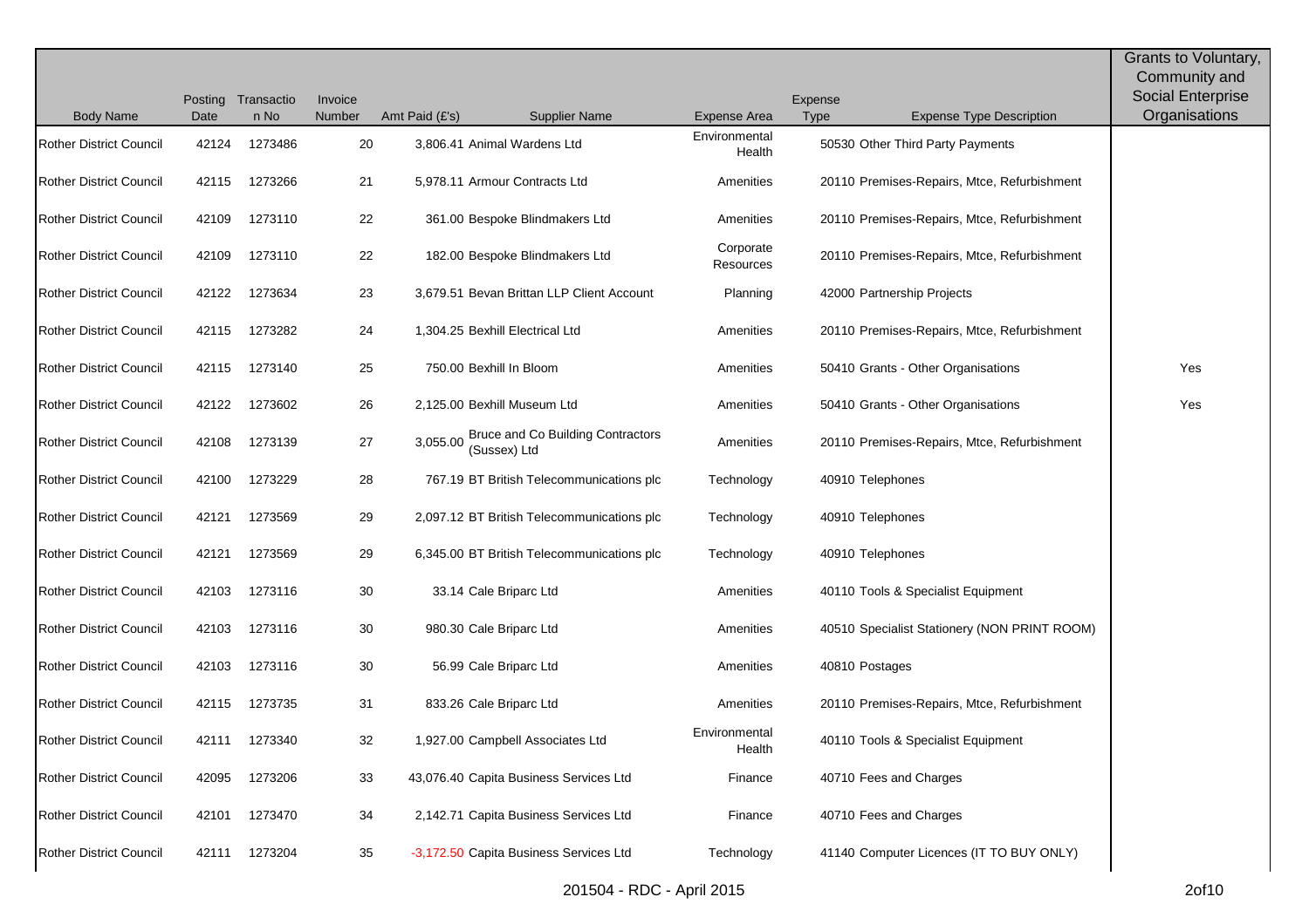| Body Name | Posting Date | Transaction No | Invoice Number | Amt Paid (£'s) | Supplier Name | Expense Area | Expense Type | Expense Type Description | Grants to Voluntary, Community and Social Enterprise Organisations |
|---|---|---|---|---|---|---|---|---|---|
| Rother District Council | 42124 | 1273486 | 20 | 3,806.41 | Animal Wardens Ltd | Environmental Health | 50530 | Other Third Party Payments | |
| Rother District Council | 42115 | 1273266 | 21 | 5,978.11 | Armour Contracts Ltd | Amenities | 20110 | Premises-Repairs, Mtce, Refurbishment | |
| Rother District Council | 42109 | 1273110 | 22 | 361.00 | Bespoke Blindmakers Ltd | Amenities | 20110 | Premises-Repairs, Mtce, Refurbishment | |
| Rother District Council | 42109 | 1273110 | 22 | 182.00 | Bespoke Blindmakers Ltd | Corporate Resources | 20110 | Premises-Repairs, Mtce, Refurbishment | |
| Rother District Council | 42122 | 1273634 | 23 | 3,679.51 | Bevan Brittan LLP Client Account | Planning | 42000 | Partnership Projects | |
| Rother District Council | 42115 | 1273282 | 24 | 1,304.25 | Bexhill Electrical Ltd | Amenities | 20110 | Premises-Repairs, Mtce, Refurbishment | |
| Rother District Council | 42115 | 1273140 | 25 | 750.00 | Bexhill In Bloom | Amenities | 50410 | Grants - Other Organisations | Yes |
| Rother District Council | 42122 | 1273602 | 26 | 2,125.00 | Bexhill Museum Ltd | Amenities | 50410 | Grants - Other Organisations | Yes |
| Rother District Council | 42108 | 1273139 | 27 | 3,055.00 | Bruce and Co Building Contractors (Sussex) Ltd | Amenities | 20110 | Premises-Repairs, Mtce, Refurbishment | |
| Rother District Council | 42100 | 1273229 | 28 | 767.19 | BT British Telecommunications plc | Technology | 40910 | Telephones | |
| Rother District Council | 42121 | 1273569 | 29 | 2,097.12 | BT British Telecommunications plc | Technology | 40910 | Telephones | |
| Rother District Council | 42121 | 1273569 | 29 | 6,345.00 | BT British Telecommunications plc | Technology | 40910 | Telephones | |
| Rother District Council | 42103 | 1273116 | 30 | 33.14 | Cale Briparc Ltd | Amenities | 40110 | Tools & Specialist Equipment | |
| Rother District Council | 42103 | 1273116 | 30 | 980.30 | Cale Briparc Ltd | Amenities | 40510 | Specialist Stationery (NON PRINT ROOM) | |
| Rother District Council | 42103 | 1273116 | 30 | 56.99 | Cale Briparc Ltd | Amenities | 40810 | Postages | |
| Rother District Council | 42115 | 1273735 | 31 | 833.26 | Cale Briparc Ltd | Amenities | 20110 | Premises-Repairs, Mtce, Refurbishment | |
| Rother District Council | 42111 | 1273340 | 32 | 1,927.00 | Campbell Associates Ltd | Environmental Health | 40110 | Tools & Specialist Equipment | |
| Rother District Council | 42095 | 1273206 | 33 | 43,076.40 | Capita Business Services Ltd | Finance | 40710 | Fees and Charges | |
| Rother District Council | 42101 | 1273470 | 34 | 2,142.71 | Capita Business Services Ltd | Finance | 40710 | Fees and Charges | |
| Rother District Council | 42111 | 1273204 | 35 | -3,172.50 | Capita Business Services Ltd | Technology | 41140 | Computer Licences (IT TO BUY ONLY) | |

201504 - RDC - April 2015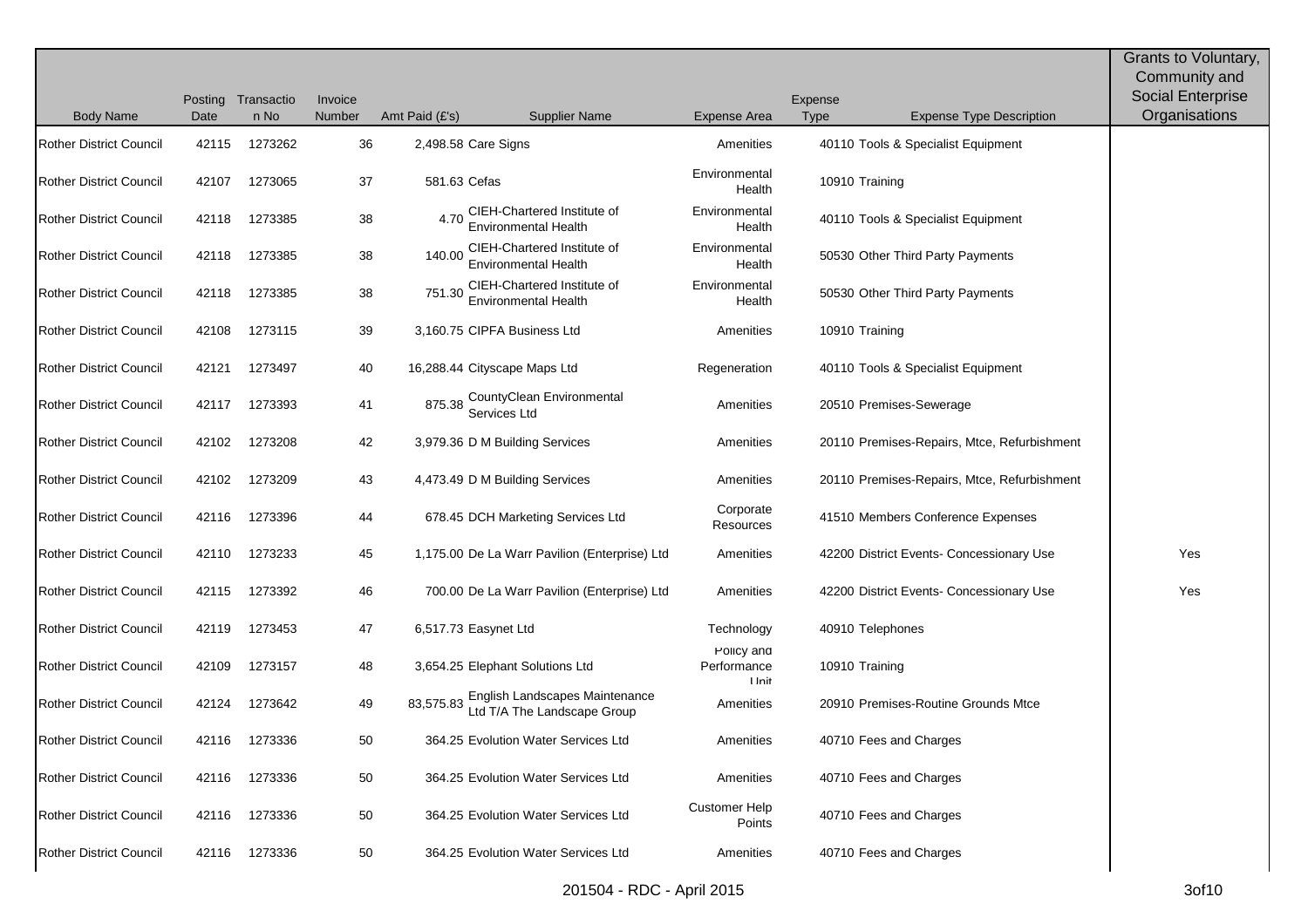| Body Name | Posting Date | Transaction No | Invoice Number | Amt Paid (£'s) | Supplier Name | Expense Area | Expense Type | Expense Type Description | Grants to Voluntary, Community and Social Enterprise Organisations |
|---|---|---|---|---|---|---|---|---|---|
| Rother District Council | 42115 | 1273262 | 36 | 2,498.58 | Care Signs | Amenities | 40110 | Tools & Specialist Equipment | |
| Rother District Council | 42107 | 1273065 | 37 | 581.63 | Cefas | Environmental Health | 10910 | Training | |
| Rother District Council | 42118 | 1273385 | 38 | 4.70 | CIEH-Chartered Institute of Environmental Health | Environmental Health | 40110 | Tools & Specialist Equipment | |
| Rother District Council | 42118 | 1273385 | 38 | 140.00 | CIEH-Chartered Institute of Environmental Health | Environmental Health | 50530 | Other Third Party Payments | |
| Rother District Council | 42118 | 1273385 | 38 | 751.30 | CIEH-Chartered Institute of Environmental Health | Environmental Health | 50530 | Other Third Party Payments | |
| Rother District Council | 42108 | 1273115 | 39 | 3,160.75 | CIPFA Business Ltd | Amenities | 10910 | Training | |
| Rother District Council | 42121 | 1273497 | 40 | 16,288.44 | Cityscape Maps Ltd | Regeneration | 40110 | Tools & Specialist Equipment | |
| Rother District Council | 42117 | 1273393 | 41 | 875.38 | CountyClean Environmental Services Ltd | Amenities | 20510 | Premises-Sewerage | |
| Rother District Council | 42102 | 1273208 | 42 | 3,979.36 | D M Building Services | Amenities | 20110 | Premises-Repairs, Mtce, Refurbishment | |
| Rother District Council | 42102 | 1273209 | 43 | 4,473.49 | D M Building Services | Amenities | 20110 | Premises-Repairs, Mtce, Refurbishment | |
| Rother District Council | 42116 | 1273396 | 44 | 678.45 | DCH Marketing Services Ltd | Corporate Resources | 41510 | Members Conference Expenses | |
| Rother District Council | 42110 | 1273233 | 45 | 1,175.00 | De La Warr Pavilion (Enterprise) Ltd | Amenities | 42200 | District Events- Concessionary Use | Yes |
| Rother District Council | 42115 | 1273392 | 46 | 700.00 | De La Warr Pavilion (Enterprise) Ltd | Amenities | 42200 | District Events- Concessionary Use | Yes |
| Rother District Council | 42119 | 1273453 | 47 | 6,517.73 | Easynet Ltd | Technology | 40910 | Telephones | |
| Rother District Council | 42109 | 1273157 | 48 | 3,654.25 | Elephant Solutions Ltd | Policy and Performance Unit | 10910 | Training | |
| Rother District Council | 42124 | 1273642 | 49 | 83,575.83 | English Landscapes Maintenance Ltd T/A The Landscape Group | Amenities | 20910 | Premises-Routine Grounds Mtce | |
| Rother District Council | 42116 | 1273336 | 50 | 364.25 | Evolution Water Services Ltd | Amenities | 40710 | Fees and Charges | |
| Rother District Council | 42116 | 1273336 | 50 | 364.25 | Evolution Water Services Ltd | Amenities | 40710 | Fees and Charges | |
| Rother District Council | 42116 | 1273336 | 50 | 364.25 | Evolution Water Services Ltd | Customer Help Points | 40710 | Fees and Charges | |
| Rother District Council | 42116 | 1273336 | 50 | 364.25 | Evolution Water Services Ltd | Amenities | 40710 | Fees and Charges | |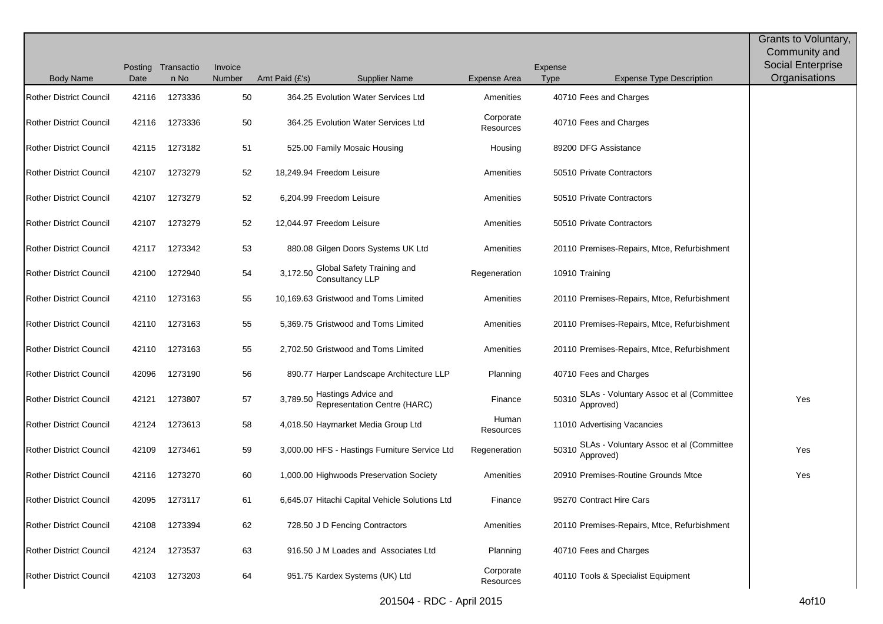| Body Name | Posting Date | Transaction No | Invoice Number | Amt Paid (£'s) | Supplier Name | Expense Area | Expense Type | Expense Type Description | Grants to Voluntary, Community and Social Enterprise Organisations |
|---|---|---|---|---|---|---|---|---|---|
| Rother District Council | 42116 | 1273336 | 50 | 364.25 | Evolution Water Services Ltd | Amenities | 40710 | Fees and Charges | |
| Rother District Council | 42116 | 1273336 | 50 | 364.25 | Evolution Water Services Ltd | Corporate Resources | 40710 | Fees and Charges | |
| Rother District Council | 42115 | 1273182 | 51 | 525.00 | Family Mosaic Housing | Housing | 89200 | DFG Assistance | |
| Rother District Council | 42107 | 1273279 | 52 | 18,249.94 | Freedom Leisure | Amenities | 50510 | Private Contractors | |
| Rother District Council | 42107 | 1273279 | 52 | 6,204.99 | Freedom Leisure | Amenities | 50510 | Private Contractors | |
| Rother District Council | 42107 | 1273279 | 52 | 12,044.97 | Freedom Leisure | Amenities | 50510 | Private Contractors | |
| Rother District Council | 42117 | 1273342 | 53 | 880.08 | Gilgen Doors Systems UK Ltd | Amenities | 20110 | Premises-Repairs, Mtce, Refurbishment | |
| Rother District Council | 42100 | 1272940 | 54 | 3,172.50 | Global Safety Training and Consultancy LLP | Regeneration | 10910 | Training | |
| Rother District Council | 42110 | 1273163 | 55 | 10,169.63 | Gristwood and Toms Limited | Amenities | 20110 | Premises-Repairs, Mtce, Refurbishment | |
| Rother District Council | 42110 | 1273163 | 55 | 5,369.75 | Gristwood and Toms Limited | Amenities | 20110 | Premises-Repairs, Mtce, Refurbishment | |
| Rother District Council | 42110 | 1273163 | 55 | 2,702.50 | Gristwood and Toms Limited | Amenities | 20110 | Premises-Repairs, Mtce, Refurbishment | |
| Rother District Council | 42096 | 1273190 | 56 | 890.77 | Harper Landscape Architecture LLP | Planning | 40710 | Fees and Charges | |
| Rother District Council | 42121 | 1273807 | 57 | 3,789.50 | Hastings Advice and Representation Centre (HARC) | Finance | 50310 | SLAs - Voluntary Assoc et al (Committee Approved) | Yes |
| Rother District Council | 42124 | 1273613 | 58 | 4,018.50 | Haymarket Media Group Ltd | Human Resources | 11010 | Advertising Vacancies | |
| Rother District Council | 42109 | 1273461 | 59 | 3,000.00 | HFS - Hastings Furniture Service Ltd | Regeneration | 50310 | SLAs - Voluntary Assoc et al (Committee Approved) | Yes |
| Rother District Council | 42116 | 1273270 | 60 | 1,000.00 | Highwoods Preservation Society | Amenities | 20910 | Premises-Routine Grounds Mtce | Yes |
| Rother District Council | 42095 | 1273117 | 61 | 6,645.07 | Hitachi Capital Vehicle Solutions Ltd | Finance | 95270 | Contract Hire Cars | |
| Rother District Council | 42108 | 1273394 | 62 | 728.50 | J D Fencing Contractors | Amenities | 20110 | Premises-Repairs, Mtce, Refurbishment | |
| Rother District Council | 42124 | 1273537 | 63 | 916.50 | J M Loades and Associates Ltd | Planning | 40710 | Fees and Charges | |
| Rother District Council | 42103 | 1273203 | 64 | 951.75 | Kardex Systems (UK) Ltd | Corporate Resources | 40110 | Tools & Specialist Equipment | |

201504 - RDC - April 2015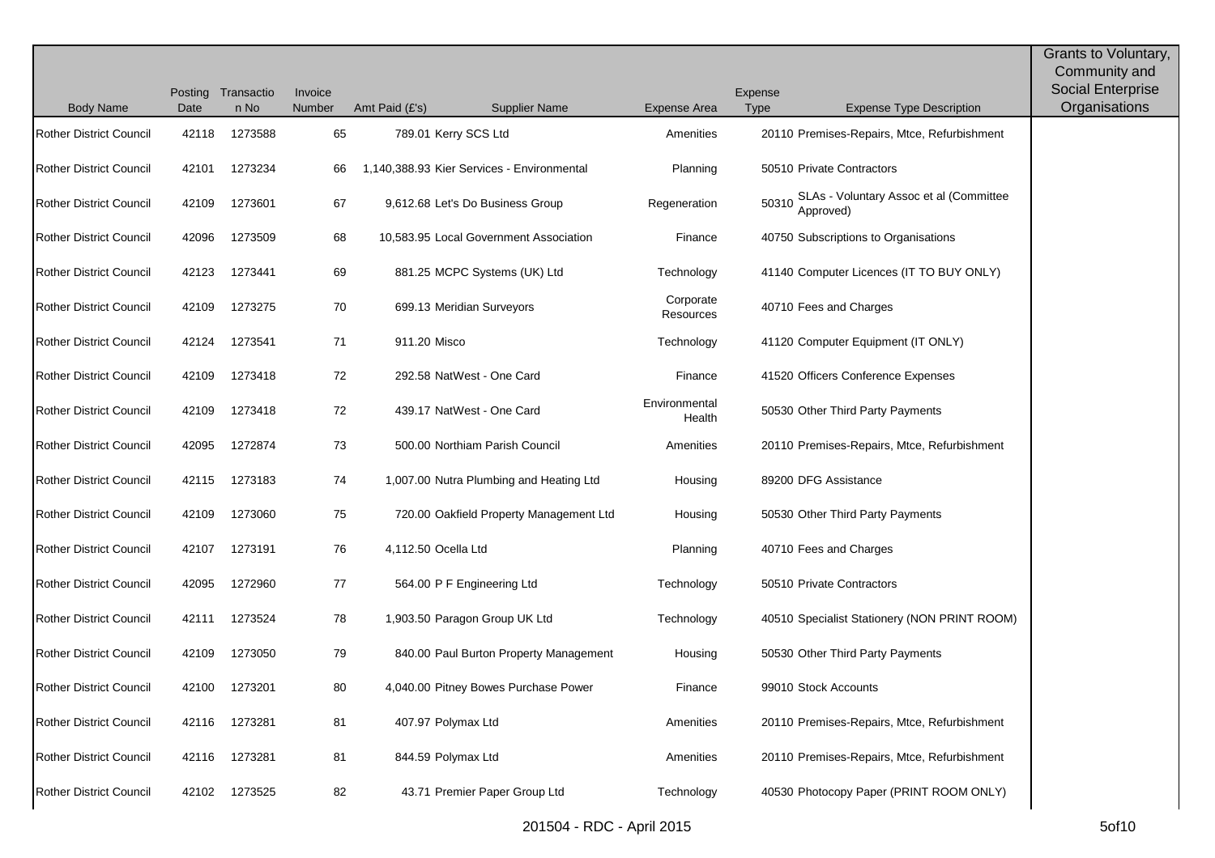| Body Name | Posting Date | Transaction No | Invoice Number | Amt Paid (£'s) | Supplier Name | Expense Area | Expense Type | Expense Type Description | Grants to Voluntary, Community and Social Enterprise Organisations |
|---|---|---|---|---|---|---|---|---|---|
| Rother District Council | 42118 | 1273588 | 65 | 789.01 | Kerry SCS Ltd | Amenities | 20110 | Premises-Repairs, Mtce, Refurbishment | |
| Rother District Council | 42101 | 1273234 | 66 | 1,140,388.93 | Kier Services - Environmental | Planning | 50510 | Private Contractors | |
| Rother District Council | 42109 | 1273601 | 67 | 9,612.68 | Let's Do Business Group | Regeneration | 50310 | SLAs - Voluntary Assoc et al (Committee Approved) | |
| Rother District Council | 42096 | 1273509 | 68 | 10,583.95 | Local Government Association | Finance | 40750 | Subscriptions to Organisations | |
| Rother District Council | 42123 | 1273441 | 69 | 881.25 | MCPC Systems (UK) Ltd | Technology | 41140 | Computer Licences (IT TO BUY ONLY) | |
| Rother District Council | 42109 | 1273275 | 70 | 699.13 | Meridian Surveyors | Corporate Resources | 40710 | Fees and Charges | |
| Rother District Council | 42124 | 1273541 | 71 | 911.20 | Misco | Technology | 41120 | Computer Equipment (IT ONLY) | |
| Rother District Council | 42109 | 1273418 | 72 | 292.58 | NatWest - One Card | Finance | 41520 | Officers Conference Expenses | |
| Rother District Council | 42109 | 1273418 | 72 | 439.17 | NatWest - One Card | Environmental Health | 50530 | Other Third Party Payments | |
| Rother District Council | 42095 | 1272874 | 73 | 500.00 | Northiam Parish Council | Amenities | 20110 | Premises-Repairs, Mtce, Refurbishment | |
| Rother District Council | 42115 | 1273183 | 74 | 1,007.00 | Nutra Plumbing and Heating Ltd | Housing | 89200 | DFG Assistance | |
| Rother District Council | 42109 | 1273060 | 75 | 720.00 | Oakfield Property Management Ltd | Housing | 50530 | Other Third Party Payments | |
| Rother District Council | 42107 | 1273191 | 76 | 4,112.50 | Ocella Ltd | Planning | 40710 | Fees and Charges | |
| Rother District Council | 42095 | 1272960 | 77 | 564.00 | P F Engineering Ltd | Technology | 50510 | Private Contractors | |
| Rother District Council | 42111 | 1273524 | 78 | 1,903.50 | Paragon Group UK Ltd | Technology | 40510 | Specialist Stationery (NON PRINT ROOM) | |
| Rother District Council | 42109 | 1273050 | 79 | 840.00 | Paul Burton Property Management | Housing | 50530 | Other Third Party Payments | |
| Rother District Council | 42100 | 1273201 | 80 | 4,040.00 | Pitney Bowes Purchase Power | Finance | 99010 | Stock Accounts | |
| Rother District Council | 42116 | 1273281 | 81 | 407.97 | Polymax Ltd | Amenities | 20110 | Premises-Repairs, Mtce, Refurbishment | |
| Rother District Council | 42116 | 1273281 | 81 | 844.59 | Polymax Ltd | Amenities | 20110 | Premises-Repairs, Mtce, Refurbishment | |
| Rother District Council | 42102 | 1273525 | 82 | 43.71 | Premier Paper Group Ltd | Technology | 40530 | Photocopy Paper (PRINT ROOM ONLY) | |

201504 - RDC - April 2015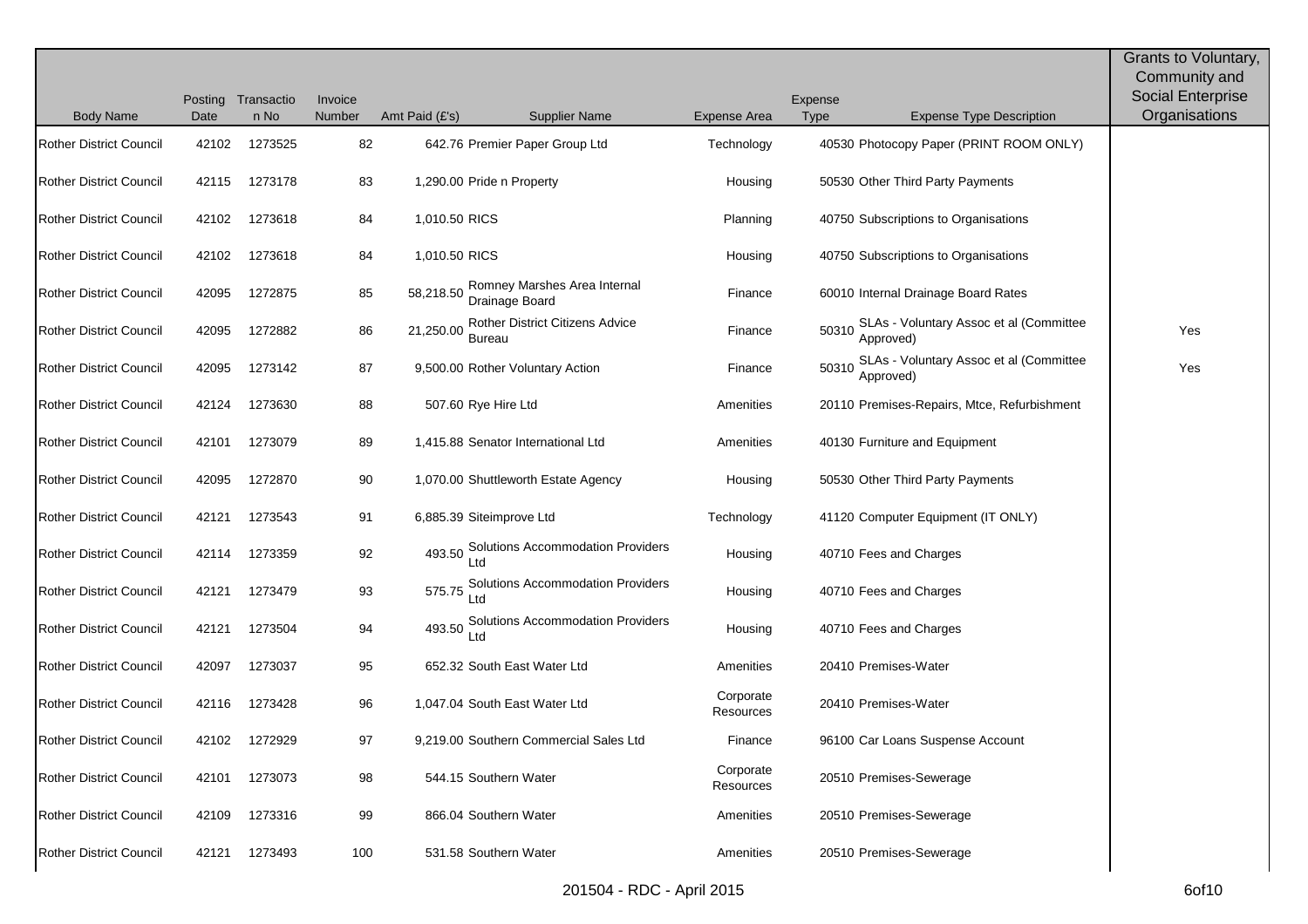| Body Name | Posting Date | Transaction No | Invoice Number | Amt Paid (£'s) | Supplier Name | Expense Area | Expense Type | Expense Type Description | Grants to Voluntary, Community and Social Enterprise Organisations |
|---|---|---|---|---|---|---|---|---|---|
| Rother District Council | 42102 | 1273525 | 82 | 642.76 | Premier Paper Group Ltd | Technology | 40530 | Photocopy Paper (PRINT ROOM ONLY) | |
| Rother District Council | 42115 | 1273178 | 83 | 1,290.00 | Pride n Property | Housing | 50530 | Other Third Party Payments | |
| Rother District Council | 42102 | 1273618 | 84 | 1,010.50 | RICS | Planning | 40750 | Subscriptions to Organisations | |
| Rother District Council | 42102 | 1273618 | 84 | 1,010.50 | RICS | Housing | 40750 | Subscriptions to Organisations | |
| Rother District Council | 42095 | 1272875 | 85 | 58,218.50 | Romney Marshes Area Internal Drainage Board | Finance | 60010 | Internal Drainage Board Rates | |
| Rother District Council | 42095 | 1272882 | 86 | 21,250.00 | Rother District Citizens Advice Bureau | Finance | 50310 | SLAs - Voluntary Assoc et al (Committee Approved) | Yes |
| Rother District Council | 42095 | 1273142 | 87 | 9,500.00 | Rother Voluntary Action | Finance | 50310 | SLAs - Voluntary Assoc et al (Committee Approved) | Yes |
| Rother District Council | 42124 | 1273630 | 88 | 507.60 | Rye Hire Ltd | Amenities | 20110 | Premises-Repairs, Mtce, Refurbishment | |
| Rother District Council | 42101 | 1273079 | 89 | 1,415.88 | Senator International Ltd | Amenities | 40130 | Furniture and Equipment | |
| Rother District Council | 42095 | 1272870 | 90 | 1,070.00 | Shuttleworth Estate Agency | Housing | 50530 | Other Third Party Payments | |
| Rother District Council | 42121 | 1273543 | 91 | 6,885.39 | Siteimprove Ltd | Technology | 41120 | Computer Equipment (IT ONLY) | |
| Rother District Council | 42114 | 1273359 | 92 | 493.50 | Solutions Accommodation Providers Ltd | Housing | 40710 | Fees and Charges | |
| Rother District Council | 42121 | 1273479 | 93 | 575.75 | Solutions Accommodation Providers Ltd | Housing | 40710 | Fees and Charges | |
| Rother District Council | 42121 | 1273504 | 94 | 493.50 | Solutions Accommodation Providers Ltd | Housing | 40710 | Fees and Charges | |
| Rother District Council | 42097 | 1273037 | 95 | 652.32 | South East Water Ltd | Amenities | 20410 | Premises-Water | |
| Rother District Council | 42116 | 1273428 | 96 | 1,047.04 | South East Water Ltd | Corporate Resources | 20410 | Premises-Water | |
| Rother District Council | 42102 | 1272929 | 97 | 9,219.00 | Southern Commercial Sales Ltd | Finance | 96100 | Car Loans Suspense Account | |
| Rother District Council | 42101 | 1273073 | 98 | 544.15 | Southern Water | Corporate Resources | 20510 | Premises-Sewerage | |
| Rother District Council | 42109 | 1273316 | 99 | 866.04 | Southern Water | Amenities | 20510 | Premises-Sewerage | |
| Rother District Council | 42121 | 1273493 | 100 | 531.58 | Southern Water | Amenities | 20510 | Premises-Sewerage | |

201504 - RDC - April 2015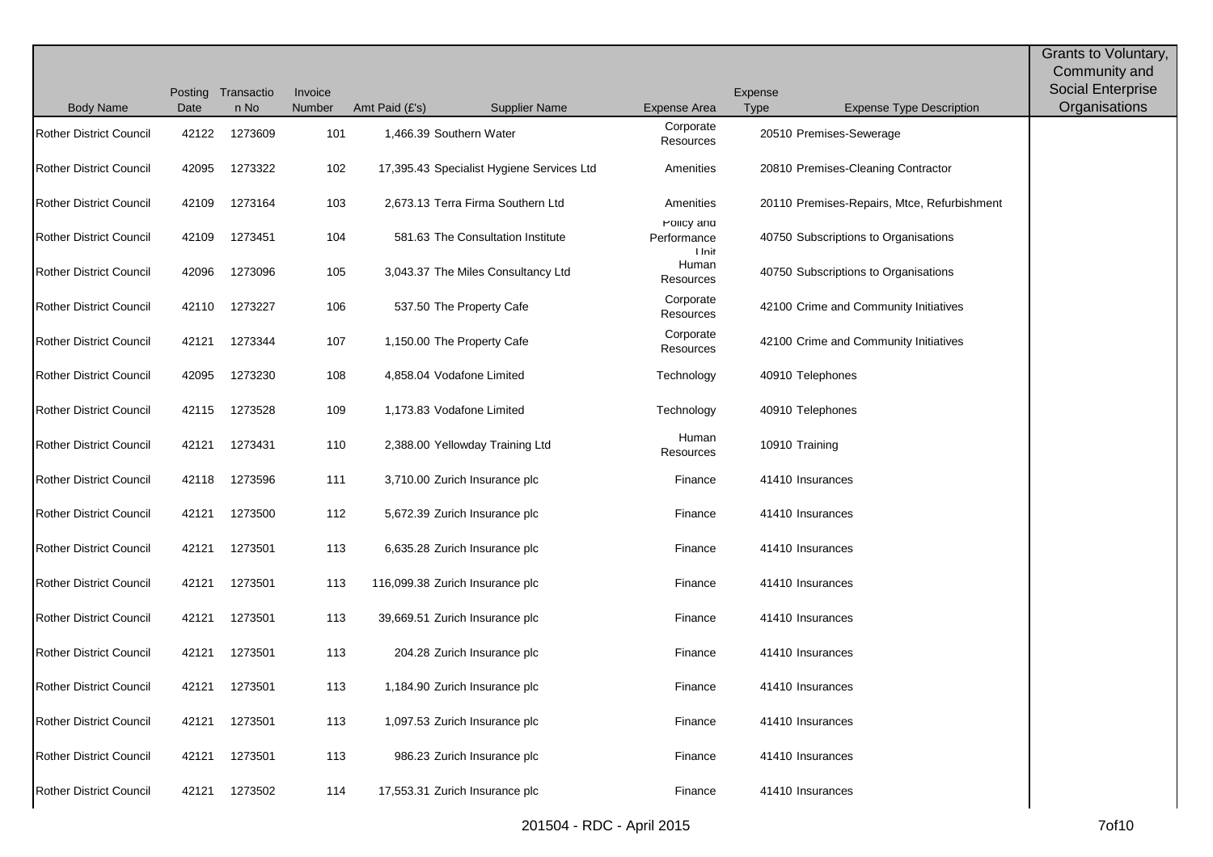| Body Name | Posting Date | Transaction No | Invoice Number | Amt Paid (£'s) | Supplier Name | Expense Area | Expense Type | Expense Type Description | Grants to Voluntary, Community and Social Enterprise Organisations |
|---|---|---|---|---|---|---|---|---|---|
| Rother District Council | 42122 | 1273609 | 101 | 1,466.39 | Southern Water | Corporate Resources | 20510 | Premises-Sewerage | |
| Rother District Council | 42095 | 1273322 | 102 | 17,395.43 | Specialist Hygiene Services Ltd | Amenities | 20810 | Premises-Cleaning Contractor | |
| Rother District Council | 42109 | 1273164 | 103 | 2,673.13 | Terra Firma Southern Ltd | Amenities | 20110 | Premises-Repairs, Mtce, Refurbishment | |
| Rother District Council | 42109 | 1273451 | 104 | 581.63 | The Consultation Institute | Policy and Performance Unit | 40750 | Subscriptions to Organisations | |
| Rother District Council | 42096 | 1273096 | 105 | 3,043.37 | The Miles Consultancy Ltd | Human Resources | 40750 | Subscriptions to Organisations | |
| Rother District Council | 42110 | 1273227 | 106 | 537.50 | The Property Cafe | Corporate Resources | 42100 | Crime and Community Initiatives | |
| Rother District Council | 42121 | 1273344 | 107 | 1,150.00 | The Property Cafe | Corporate Resources | 42100 | Crime and Community Initiatives | |
| Rother District Council | 42095 | 1273230 | 108 | 4,858.04 | Vodafone Limited | Technology | 40910 | Telephones | |
| Rother District Council | 42115 | 1273528 | 109 | 1,173.83 | Vodafone Limited | Technology | 40910 | Telephones | |
| Rother District Council | 42121 | 1273431 | 110 | 2,388.00 | Yellowday Training Ltd | Human Resources | 10910 | Training | |
| Rother District Council | 42118 | 1273596 | 111 | 3,710.00 | Zurich Insurance plc | Finance | 41410 | Insurances | |
| Rother District Council | 42121 | 1273500 | 112 | 5,672.39 | Zurich Insurance plc | Finance | 41410 | Insurances | |
| Rother District Council | 42121 | 1273501 | 113 | 6,635.28 | Zurich Insurance plc | Finance | 41410 | Insurances | |
| Rother District Council | 42121 | 1273501 | 113 | 116,099.38 | Zurich Insurance plc | Finance | 41410 | Insurances | |
| Rother District Council | 42121 | 1273501 | 113 | 39,669.51 | Zurich Insurance plc | Finance | 41410 | Insurances | |
| Rother District Council | 42121 | 1273501 | 113 | 204.28 | Zurich Insurance plc | Finance | 41410 | Insurances | |
| Rother District Council | 42121 | 1273501 | 113 | 1,184.90 | Zurich Insurance plc | Finance | 41410 | Insurances | |
| Rother District Council | 42121 | 1273501 | 113 | 1,097.53 | Zurich Insurance plc | Finance | 41410 | Insurances | |
| Rother District Council | 42121 | 1273501 | 113 | 986.23 | Zurich Insurance plc | Finance | 41410 | Insurances | |
| Rother District Council | 42121 | 1273502 | 114 | 17,553.31 | Zurich Insurance plc | Finance | 41410 | Insurances | |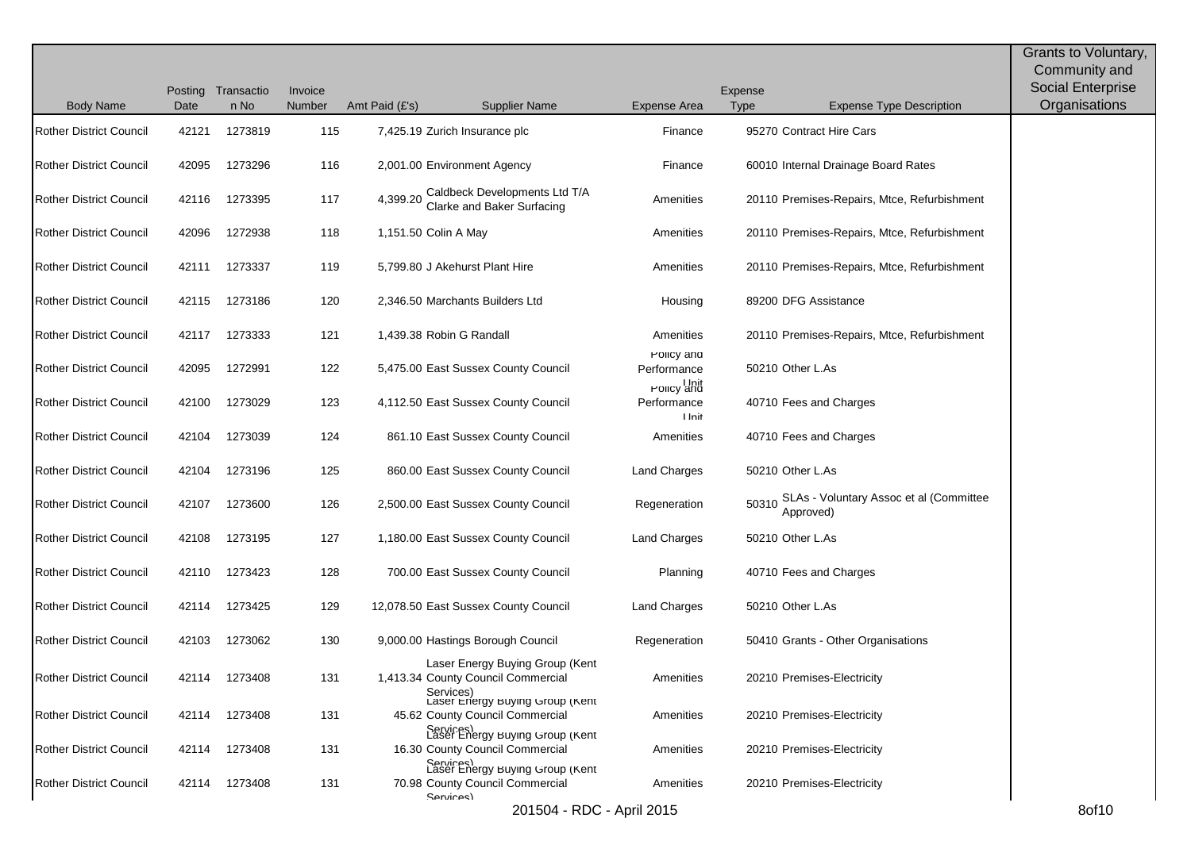| Body Name | Posting Date | Transaction No | Invoice Number | Amt Paid (£'s) | Supplier Name | Expense Area | Expense Type | Expense Type Description | Grants to Voluntary, Community and Social Enterprise Organisations |
|---|---|---|---|---|---|---|---|---|---|
| Rother District Council | 42121 | 1273819 | 115 | 7,425.19 | Zurich Insurance plc | Finance | 95270 | Contract Hire Cars | |
| Rother District Council | 42095 | 1273296 | 116 | 2,001.00 | Environment Agency | Finance | 60010 | Internal Drainage Board Rates | |
| Rother District Council | 42116 | 1273395 | 117 | 4,399.20 | Caldbeck Developments Ltd T/A Clarke and Baker Surfacing | Amenities | 20110 | Premises-Repairs, Mtce, Refurbishment | |
| Rother District Council | 42096 | 1272938 | 118 | 1,151.50 | Colin A May | Amenities | 20110 | Premises-Repairs, Mtce, Refurbishment | |
| Rother District Council | 42111 | 1273337 | 119 | 5,799.80 | J Akehurst Plant Hire | Amenities | 20110 | Premises-Repairs, Mtce, Refurbishment | |
| Rother District Council | 42115 | 1273186 | 120 | 2,346.50 | Marchants Builders Ltd | Housing | 89200 | DFG Assistance | |
| Rother District Council | 42117 | 1273333 | 121 | 1,439.38 | Robin G Randall | Amenities | 20110 | Premises-Repairs, Mtce, Refurbishment | |
| Rother District Council | 42095 | 1272991 | 122 | 5,475.00 | East Sussex County Council | Policy and Performance Unit | 50210 | Other L.As | |
| Rother District Council | 42100 | 1273029 | 123 | 4,112.50 | East Sussex County Council | Policy and Performance Unit | 40710 | Fees and Charges | |
| Rother District Council | 42104 | 1273039 | 124 | 861.10 | East Sussex County Council | Amenities | 40710 | Fees and Charges | |
| Rother District Council | 42104 | 1273196 | 125 | 860.00 | East Sussex County Council | Land Charges | 50210 | Other L.As | |
| Rother District Council | 42107 | 1273600 | 126 | 2,500.00 | East Sussex County Council | Regeneration | 50310 | SLAs - Voluntary Assoc et al (Committee Approved) | |
| Rother District Council | 42108 | 1273195 | 127 | 1,180.00 | East Sussex County Council | Land Charges | 50210 | Other L.As | |
| Rother District Council | 42110 | 1273423 | 128 | 700.00 | East Sussex County Council | Planning | 40710 | Fees and Charges | |
| Rother District Council | 42114 | 1273425 | 129 | 12,078.50 | East Sussex County Council | Land Charges | 50210 | Other L.As | |
| Rother District Council | 42103 | 1273062 | 130 | 9,000.00 | Hastings Borough Council | Regeneration | 50410 | Grants - Other Organisations | |
| Rother District Council | 42114 | 1273408 | 131 | 1,413.34 | Laser Energy Buying Group (Kent County Council Commercial Services) | Amenities | 20210 | Premises-Electricity | |
| Rother District Council | 42114 | 1273408 | 131 | 45.62 | Laser Energy Buying Group (Kent County Council Commercial Services) | Amenities | 20210 | Premises-Electricity | |
| Rother District Council | 42114 | 1273408 | 131 | 16.30 | Laser Energy Buying Group (Kent County Council Commercial Services) | Amenities | 20210 | Premises-Electricity | |
| Rother District Council | 42114 | 1273408 | 131 | 70.98 | Laser Energy Buying Group (Kent County Council Commercial Services) | Amenities | 20210 | Premises-Electricity | |

201504 - RDC - April 2015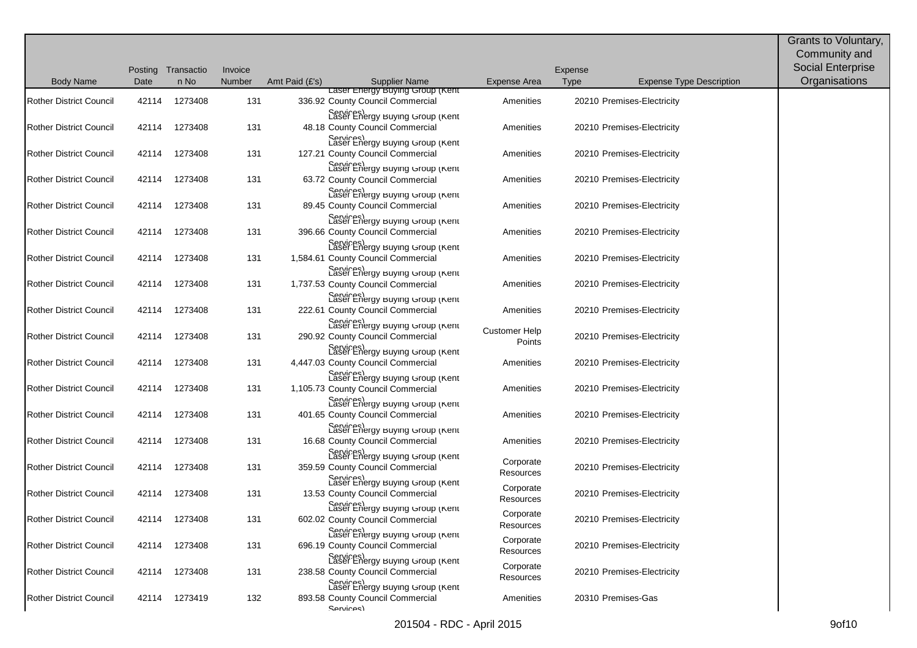| Body Name | Posting Date | Transaction No | Invoice Number | Amt Paid (£'s) | Supplier Name | Expense Area | Expense Type | Expense Type Description | Grants to Voluntary, Community and Social Enterprise Organisations |
|---|---|---|---|---|---|---|---|---|---|
| Rother District Council | 42114 | 1273408 | 131 | 336.92 | Laser Energy Buying Group (Kent County Council Commercial Services) | Amenities | 20210 | Premises-Electricity | |
| Rother District Council | 42114 | 1273408 | 131 | 48.18 | Laser Energy Buying Group (Kent County Council Commercial Services) | Amenities | 20210 | Premises-Electricity | |
| Rother District Council | 42114 | 1273408 | 131 | 127.21 | Laser Energy Buying Group (Kent County Council Commercial Services) | Amenities | 20210 | Premises-Electricity | |
| Rother District Council | 42114 | 1273408 | 131 | 63.72 | Laser Energy Buying Group (Kent County Council Commercial Services) | Amenities | 20210 | Premises-Electricity | |
| Rother District Council | 42114 | 1273408 | 131 | 89.45 | Laser Energy Buying Group (Kent County Council Commercial Services) | Amenities | 20210 | Premises-Electricity | |
| Rother District Council | 42114 | 1273408 | 131 | 396.66 | Laser Energy Buying Group (Kent County Council Commercial Services) | Amenities | 20210 | Premises-Electricity | |
| Rother District Council | 42114 | 1273408 | 131 | 1,584.61 | Laser Energy Buying Group (Kent County Council Commercial Services) | Amenities | 20210 | Premises-Electricity | |
| Rother District Council | 42114 | 1273408 | 131 | 1,737.53 | Laser Energy Buying Group (Kent County Council Commercial Services) | Amenities | 20210 | Premises-Electricity | |
| Rother District Council | 42114 | 1273408 | 131 | 222.61 | Laser Energy Buying Group (Kent County Council Commercial Services) | Amenities | 20210 | Premises-Electricity | |
| Rother District Council | 42114 | 1273408 | 131 | 290.92 | Laser Energy Buying Group (Kent County Council Commercial Services) | Customer Help Points | 20210 | Premises-Electricity | |
| Rother District Council | 42114 | 1273408 | 131 | 4,447.03 | Laser Energy Buying Group (Kent County Council Commercial Services) | Amenities | 20210 | Premises-Electricity | |
| Rother District Council | 42114 | 1273408 | 131 | 1,105.73 | Laser Energy Buying Group (Kent County Council Commercial Services) | Amenities | 20210 | Premises-Electricity | |
| Rother District Council | 42114 | 1273408 | 131 | 401.65 | Laser Energy Buying Group (Kent County Council Commercial Services) | Amenities | 20210 | Premises-Electricity | |
| Rother District Council | 42114 | 1273408 | 131 | 16.68 | Laser Energy Buying Group (Kent County Council Commercial Services) | Amenities | 20210 | Premises-Electricity | |
| Rother District Council | 42114 | 1273408 | 131 | 359.59 | Laser Energy Buying Group (Kent County Council Commercial Services) | Corporate Resources | 20210 | Premises-Electricity | |
| Rother District Council | 42114 | 1273408 | 131 | 13.53 | Laser Energy Buying Group (Kent County Council Commercial Services) | Corporate Resources | 20210 | Premises-Electricity | |
| Rother District Council | 42114 | 1273408 | 131 | 602.02 | Laser Energy Buying Group (Kent County Council Commercial Services) | Corporate Resources | 20210 | Premises-Electricity | |
| Rother District Council | 42114 | 1273408 | 131 | 696.19 | Laser Energy Buying Group (Kent County Council Commercial Services) | Corporate Resources | 20210 | Premises-Electricity | |
| Rother District Council | 42114 | 1273408 | 131 | 238.58 | Laser Energy Buying Group (Kent County Council Commercial Services) | Corporate Resources | 20210 | Premises-Electricity | |
| Rother District Council | 42114 | 1273419 | 132 | 893.58 | Laser Energy Buying Group (Kent County Council Commercial Services) | Amenities | 20310 | Premises-Gas | |

201504 - RDC - April 2015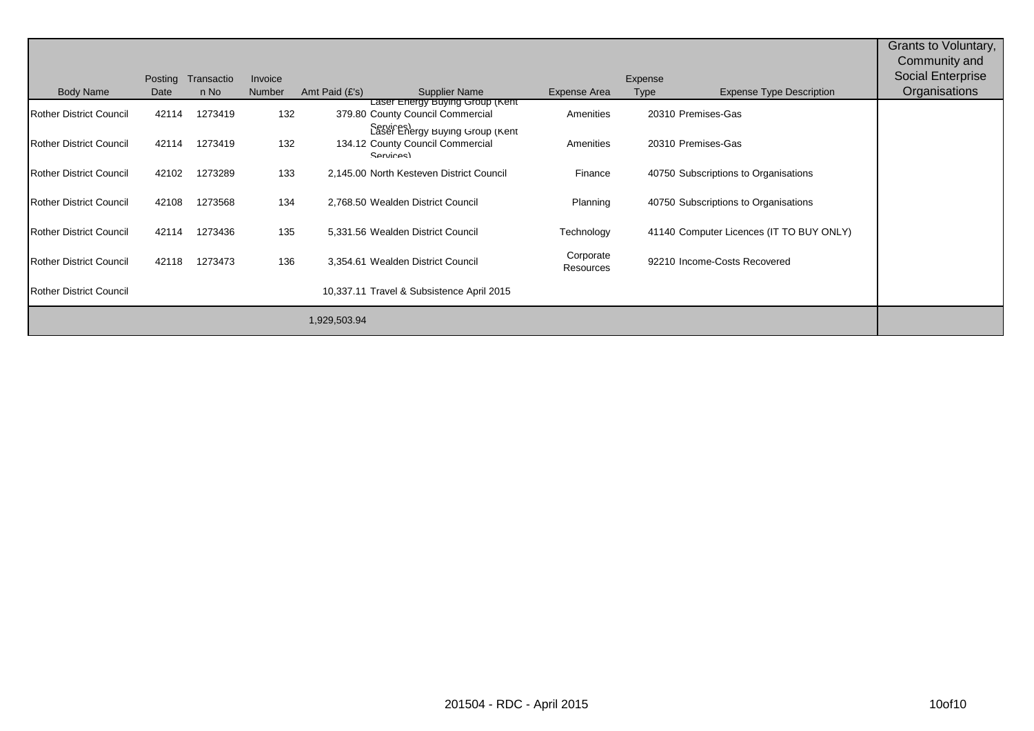| Body Name | Posting Date | Transaction No | Invoice Number | Amt Paid (£'s) | Supplier Name | Expense Area | Expense Type | Expense Type Description | Grants to Voluntary, Community and Social Enterprise Organisations |
|---|---|---|---|---|---|---|---|---|---|
| Rother District Council | 42114 | 1273419 | 132 | 379.80 | Laser Energy Buying Group (Kent County Council Commercial Services) | Amenities | 20310 | Premises-Gas | |
| Rother District Council | 42114 | 1273419 | 132 | 134.12 | Laser Energy Buying Group (Kent County Council Commercial Services) | Amenities | 20310 | Premises-Gas | |
| Rother District Council | 42102 | 1273289 | 133 | 2,145.00 | North Kesteven District Council | Finance | 40750 | Subscriptions to Organisations | |
| Rother District Council | 42108 | 1273568 | 134 | 2,768.50 | Wealden District Council | Planning | 40750 | Subscriptions to Organisations | |
| Rother District Council | 42114 | 1273436 | 135 | 5,331.56 | Wealden District Council | Technology | 41140 | Computer Licences (IT TO BUY ONLY) | |
| Rother District Council | 42118 | 1273473 | 136 | 3,354.61 | Wealden District Council | Corporate Resources | 92210 | Income-Costs Recovered | |
| Rother District Council | | | | 10,337.11 | Travel & Subsistence April 2015 | | | | |
| | | | | 1,929,503.94 | | | | | |

201504 - RDC - April 2015